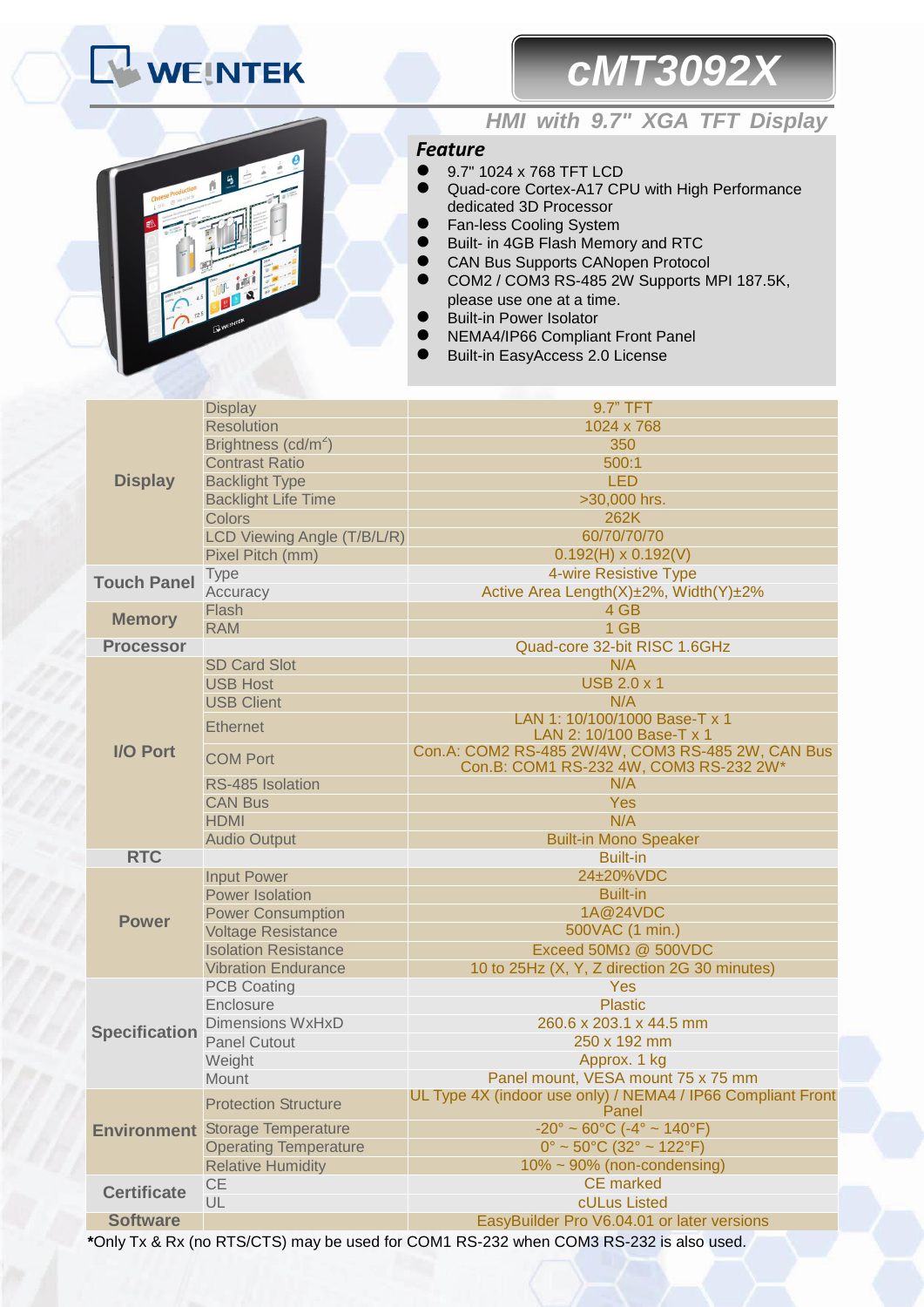# WEINTEK

# cMT3092X

## HMI with 9.7" XGA TFT Display

### Feature

- 9.7" 1024 x 768 TFT LCD
- Quad-core Cortex-A17 CPU with High Performance dedicated 3D Processor
- Fan-less Cooling System
- Built- in 4GB Flash Memory and RTC
- CAN Bus Supports CANopen Protocol
- COM2 / COM3 RS-485 2W Supports MPI 187.5K, please use one at a time.
- Built-in Power Isolator
- NEMA4/IP66 Compliant Front Panel
- Built-in EasyAccess 2.0 License

| | | |
|---|---|---|
| **Display** | Display | 9.7" TFT |
| | Resolution | 1024 x 768 |
| | Brightness (cd/m²) | 350 |
| | Contrast Ratio | 500:1 |
| | Backlight Type | LED |
| | Backlight Life Time | >30,000 hrs. |
| | Colors | 262K |
| | LCD Viewing Angle (T/B/L/R) | 60/70/70/70 |
| | Pixel Pitch (mm) | 0.192(H) x 0.192(V) |
| **Touch Panel** | Type | 4-wire Resistive Type |
| | Accuracy | Active Area Length(X)±2%, Width(Y)±2% |
| **Memory** | Flash | 4 GB |
| | RAM | 1 GB |
| **Processor** | | Quad-core 32-bit RISC 1.6GHz |
| **I/O Port** | SD Card Slot | N/A |
| | USB Host | USB 2.0 x 1 |
| | USB Client | N/A |
| | Ethernet | LAN 1: 10/100/1000 Base-T x 1<br>LAN 2: 10/100 Base-T x 1 |
| | COM Port | Con.A: COM2 RS-485 2W/4W, COM3 RS-485 2W, CAN Bus<br>Con.B: COM1 RS-232 4W, COM3 RS-232 2W* |
| | RS-485 Isolation | N/A |
| | CAN Bus | Yes |
| | HDMI | N/A |
| | Audio Output | Built-in Mono Speaker |
| **RTC** | | Built-in |
| **Power** | Input Power | 24±20%VDC |
| | Power Isolation | Built-in |
| | Power Consumption | 1A@24VDC |
| | Voltage Resistance | 500VAC (1 min.) |
| | Isolation Resistance | Exceed 50MΩ @ 500VDC |
| | Vibration Endurance | 10 to 25Hz (X, Y, Z direction 2G 30 minutes) |
| **Specification** | PCB Coating | Yes |
| | Enclosure | Plastic |
| | Dimensions WxHxD | 260.6 x 203.1 x 44.5 mm |
| | Panel Cutout | 250 x 192 mm |
| | Weight | Approx. 1 kg |
| | Mount | Panel mount, VESA mount 75 x 75 mm |
| **Environment** | Protection Structure | UL Type 4X (indoor use only) / NEMA4 / IP66 Compliant Front Panel |
| | Storage Temperature | -20° ~ 60°C (-4° ~ 140°F) |
| | Operating Temperature | 0° ~ 50°C (32° ~ 122°F) |
| | Relative Humidity | 10% ~ 90% (non-condensing) |
| **Certificate** | CE | CE marked |
| | UL | cULus Listed |
| **Software** | | EasyBuilder Pro V6.04.01 or later versions |

***Only Tx & Rx (no RTS/CTS) may be used for COM1 RS-232 when COM3 RS-232 is also used.**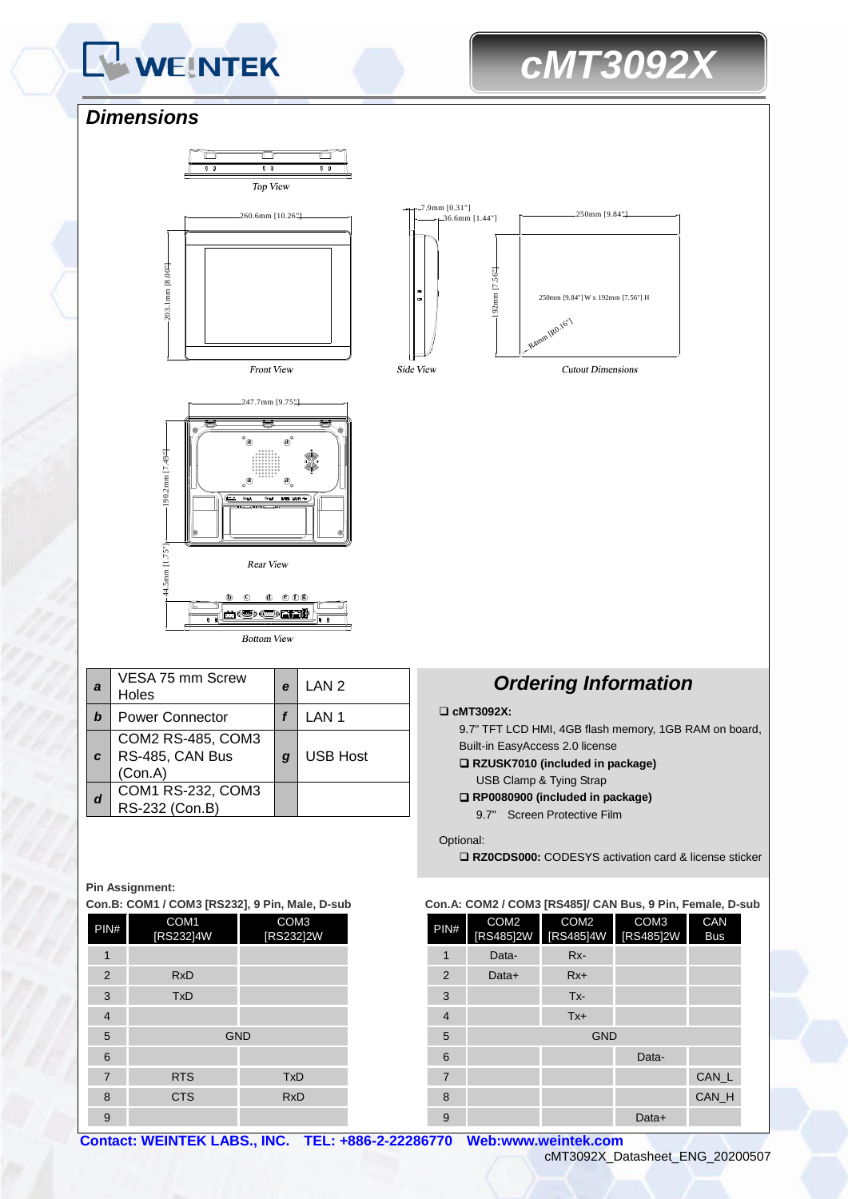## Dimensions

Top View

260.6mm [10.26"]

203.1mm [8.00"]

Front View

7.9mm [0.31"]

36.6mm [1.44"]

Side View

250mm [9.84"]

192mm [7.56"]

250mm [9.84"] W x 192mm [7.56"] H

R4mm [R0.16"]

Cutout Dimensions

247.7mm [9.75"]

190.2mm [7.49"]

44.5mm [1.75"]

Rear View

Bottom View

| | | | |
|---|---|---|---|
| ***a*** | VESA 75 mm Screw Holes | ***e*** | LAN 2 |
| ***b*** | Power Connector | ***f*** | LAN 1 |
| ***c*** | COM2 RS-485, COM3 RS-485, CAN Bus (Con.A) | ***g*** | USB Host |
| ***d*** | COM1 RS-232, COM3 RS-232 (Con.B) | | |

## Ordering Information

❑ **cMT3092X:**

9.7" TFT LCD HMI, 4GB flash memory, 1GB RAM on board, Built-in EasyAccess 2.0 license

❑ **RZUSK7010 (included in package)**

USB Clamp & Tying Strap

❑ **RP0080900 (included in package)**

9.7" Screen Protective Film

Optional:

❑ **RZ0CDS000:** CODESYS activation card & license sticker

**Pin Assignment:**

**Con.B: COM1 / COM3 [RS232], 9 Pin, Male, D-sub**

| PIN# | COM1 [RS232]4W | COM3 [RS232]2W |
|---|---|---|
| 1 | | |
| 2 | RxD | |
| 3 | TxD | |
| 4 | | |
| 5 | GND | |
| 6 | | |
| 7 | RTS | TxD |
| 8 | CTS | RxD |
| 9 | | |

**Con.A: COM2 / COM3 [RS485]/ CAN Bus, 9 Pin, Female, D-sub**

| PIN# | COM2 [RS485]2W | COM2 [RS485]4W | COM3 [RS485]2W | CAN Bus |
|---|---|---|---|---|
| 1 | Data- | Rx- | | |
| 2 | Data+ | Rx+ | | |
| 3 | | Tx- | | |
| 4 | | Tx+ | | |
| 5 | GND | | | |
| 6 | | | Data- | |
| 7 | | | | CAN_L |
| 8 | | | | CAN_H |
| 9 | | | Data+ | |

**Contact: WEINTEK LABS., INC. TEL: +886-2-22286770 Web:www.weintek.com**

cMT3092X_Datasheet_ENG_20200507